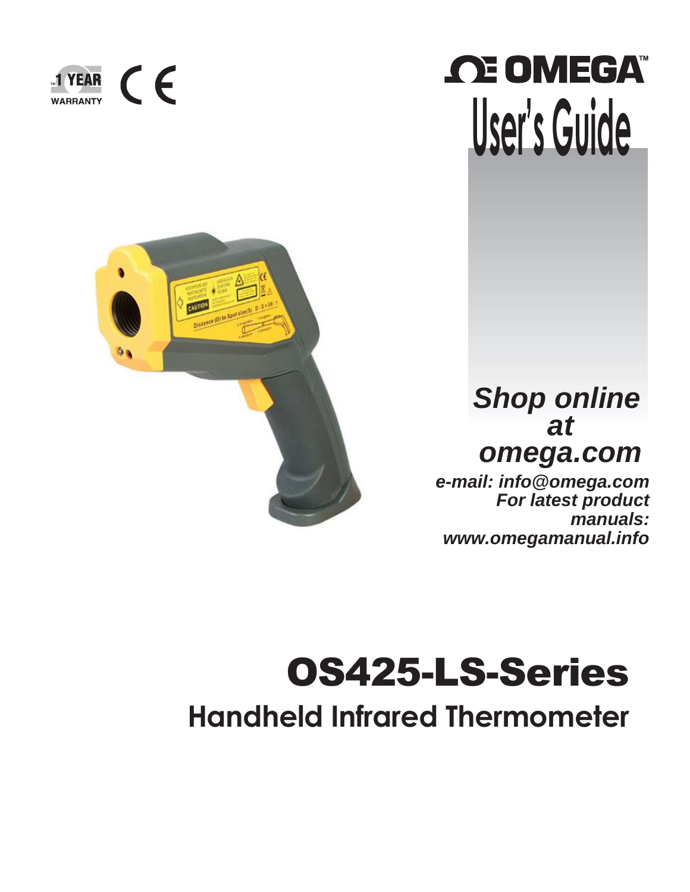1 YEAR WARRANTY

CE

# OMEGA™ User's Guide

***Shop online at omega.com***

***e-mail: info@omega.com***
***For latest product manuals:***
***www.omegamanual.info***

# OS425-LS-Series

## Handheld Infrared Thermometer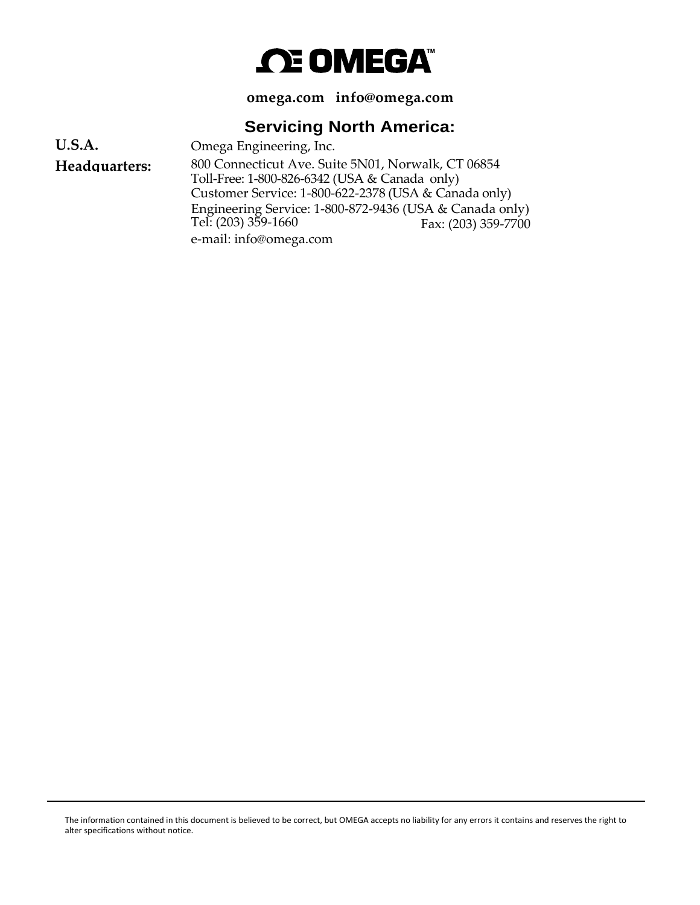# OMEGA™

**omega.com   info@omega.com**

## Servicing North America:

**U.S.A. Headquarters:**

Omega Engineering, Inc.
800 Connecticut Ave. Suite 5N01, Norwalk, CT 06854
Toll-Free: 1-800-826-6342 (USA & Canada only)
Customer Service: 1-800-622-2378 (USA & Canada only)
Engineering Service: 1-800-872-9436 (USA & Canada only)
Tel: (203) 359-1660   Fax: (203) 359-7700
e-mail: info@omega.com

---

The information contained in this document is believed to be correct, but OMEGA accepts no liability for any errors it contains and reserves the right to alter specifications without notice.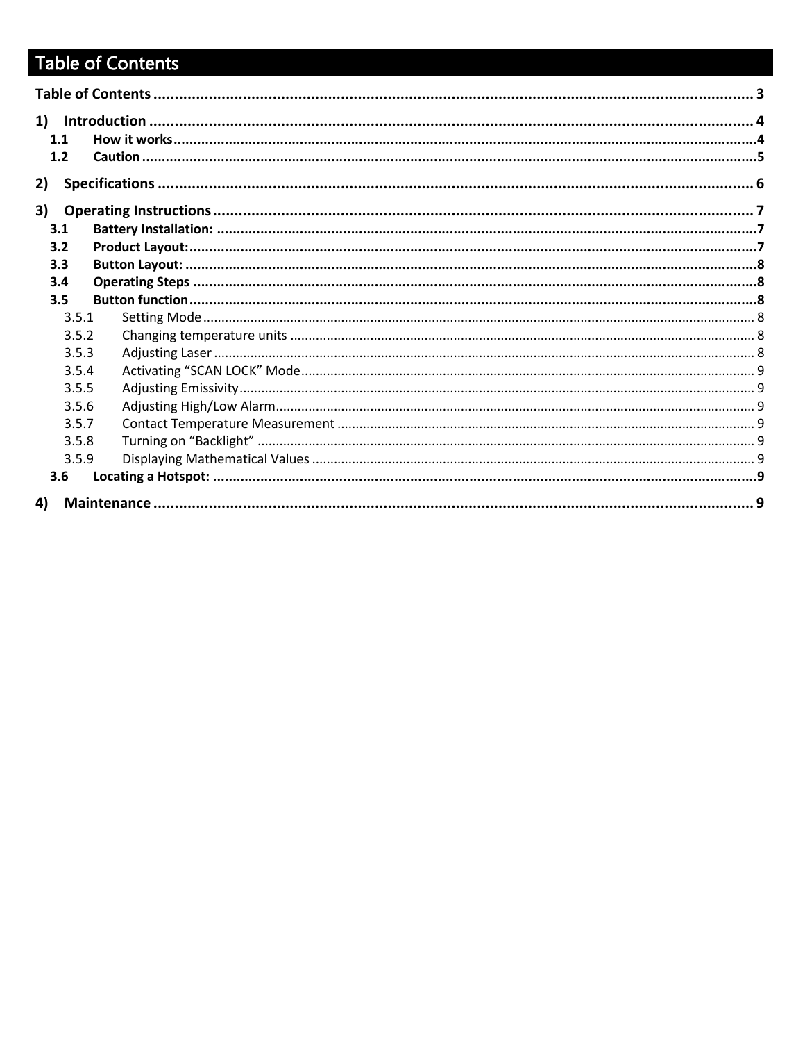# Table of Contents

**Table of Contents** .......... **3**

**1) Introduction** .......... **4**

- **1.1 How it works** .......... **4**
- **1.2 Caution** .......... **5**

**2) Specifications** .......... **6**

**3) Operating Instructions** .......... **7**

- **3.1 Battery Installation:** .......... **7**
- **3.2 Product Layout:** .......... **7**
- **3.3 Button Layout:** .......... **8**
- **3.4 Operating Steps** .......... **8**
- **3.5 Button function** .......... **8**
  - 3.5.1 Setting Mode .......... 8
  - 3.5.2 Changing temperature units .......... 8
  - 3.5.3 Adjusting Laser .......... 8
  - 3.5.4 Activating "SCAN LOCK" Mode .......... 9
  - 3.5.5 Adjusting Emissivity .......... 9
  - 3.5.6 Adjusting High/Low Alarm .......... 9
  - 3.5.7 Contact Temperature Measurement .......... 9
  - 3.5.8 Turning on "Backlight" .......... 9
  - 3.5.9 Displaying Mathematical Values .......... 9
- **3.6 Locating a Hotspot:** .......... **9**

**4) Maintenance** .......... **9**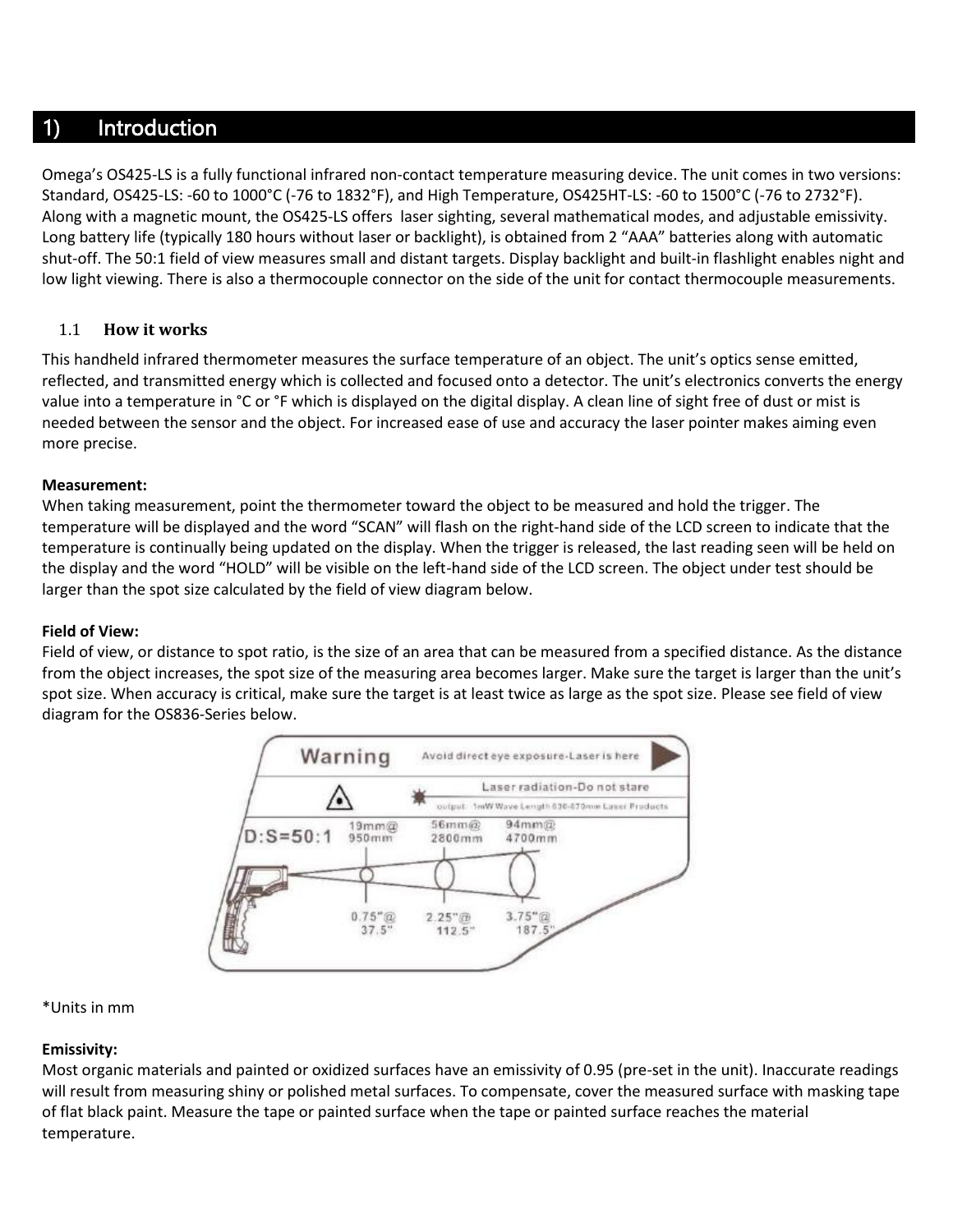## 1) Introduction

Omega's OS425-LS is a fully functional infrared non-contact temperature measuring device. The unit comes in two versions: Standard, OS425-LS: -60 to 1000°C (-76 to 1832°F), and High Temperature, OS425HT-LS: -60 to 1500°C (-76 to 2732°F). Along with a magnetic mount, the OS425-LS offers laser sighting, several mathematical modes, and adjustable emissivity. Long battery life (typically 180 hours without laser or backlight), is obtained from 2 "AAA" batteries along with automatic shut-off. The 50:1 field of view measures small and distant targets. Display backlight and built-in flashlight enables night and low light viewing. There is also a thermocouple connector on the side of the unit for contact thermocouple measurements.

### 1.1 How it works

This handheld infrared thermometer measures the surface temperature of an object. The unit's optics sense emitted, reflected, and transmitted energy which is collected and focused onto a detector. The unit's electronics converts the energy value into a temperature in °C or °F which is displayed on the digital display. A clean line of sight free of dust or mist is needed between the sensor and the object. For increased ease of use and accuracy the laser pointer makes aiming even more precise.

**Measurement:**
When taking measurement, point the thermometer toward the object to be measured and hold the trigger. The temperature will be displayed and the word "SCAN" will flash on the right-hand side of the LCD screen to indicate that the temperature is continually being updated on the display. When the trigger is released, the last reading seen will be held on the display and the word "HOLD" will be visible on the left-hand side of the LCD screen. The object under test should be larger than the spot size calculated by the field of view diagram below.

**Field of View:**
Field of view, or distance to spot ratio, is the size of an area that can be measured from a specified distance. As the distance from the object increases, the spot size of the measuring area becomes larger. Make sure the target is larger than the unit's spot size. When accuracy is critical, make sure the target is at least twice as large as the spot size. Please see field of view diagram for the OS836-Series below.

Warning — Avoid direct eye exposure-Laser is here

Laser radiation-Do not stare

output: 1mW Wave Length 630-670nm Laser Products

D:S=50:1

| 19mm@ 950mm | 56mm@ 2800mm | 94mm@ 4700mm |
|---|---|---|
| 0.75"@ 37.5" | 2.25"@ 112.5" | 3.75"@ 187.5" |

*Units in mm

**Emissivity:**
Most organic materials and painted or oxidized surfaces have an emissivity of 0.95 (pre-set in the unit). Inaccurate readings will result from measuring shiny or polished metal surfaces. To compensate, cover the measured surface with masking tape of flat black paint. Measure the tape or painted surface when the tape or painted surface reaches the material temperature.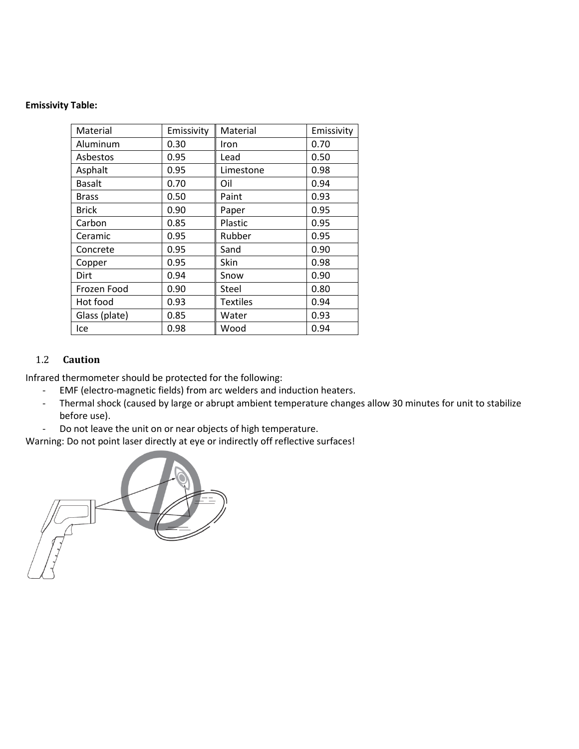**Emissivity Table:**

| Material | Emissivity | Material | Emissivity |
|---|---|---|---|
| Aluminum | 0.30 | Iron | 0.70 |
| Asbestos | 0.95 | Lead | 0.50 |
| Asphalt | 0.95 | Limestone | 0.98 |
| Basalt | 0.70 | Oil | 0.94 |
| Brass | 0.50 | Paint | 0.93 |
| Brick | 0.90 | Paper | 0.95 |
| Carbon | 0.85 | Plastic | 0.95 |
| Ceramic | 0.95 | Rubber | 0.95 |
| Concrete | 0.95 | Sand | 0.90 |
| Copper | 0.95 | Skin | 0.98 |
| Dirt | 0.94 | Snow | 0.90 |
| Frozen Food | 0.90 | Steel | 0.80 |
| Hot food | 0.93 | Textiles | 0.94 |
| Glass (plate) | 0.85 | Water | 0.93 |
| Ice | 0.98 | Wood | 0.94 |

## 1.2 Caution

Infrared thermometer should be protected for the following:

- EMF (electro-magnetic fields) from arc welders and induction heaters.
- Thermal shock (caused by large or abrupt ambient temperature changes allow 30 minutes for unit to stabilize before use).
- Do not leave the unit on or near objects of high temperature.

Warning: Do not point laser directly at eye or indirectly off reflective surfaces!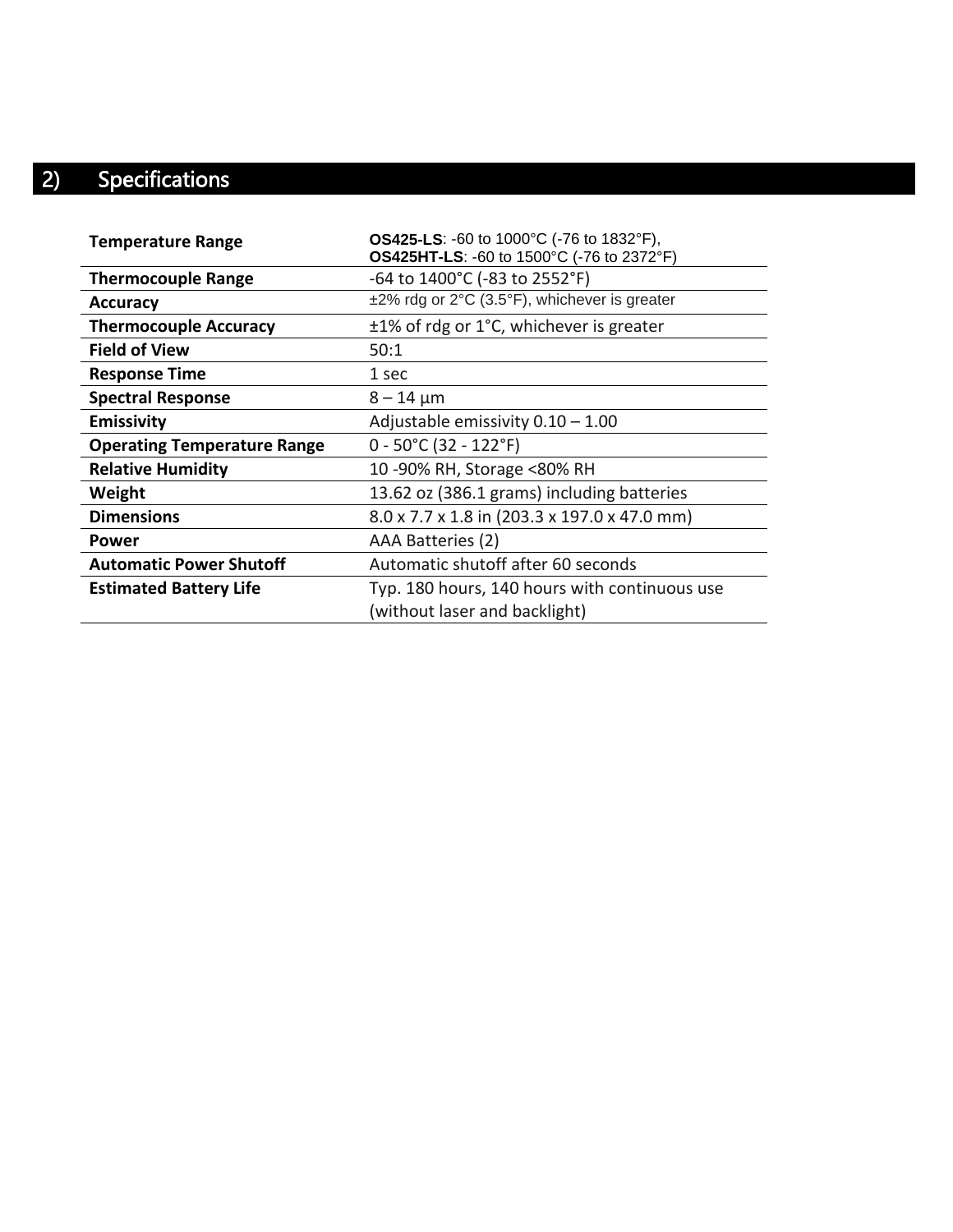## 2) Specifications

| | |
|---|---|
| **Temperature Range** | **OS425-LS**: -60 to 1000°C (-76 to 1832°F), **OS425HT-LS**: -60 to 1500°C (-76 to 2372°F) |
| **Thermocouple Range** | -64 to 1400°C (-83 to 2552°F) |
| **Accuracy** | ±2% rdg or 2°C (3.5°F), whichever is greater |
| **Thermocouple Accuracy** | ±1% of rdg or 1°C, whichever is greater |
| **Field of View** | 50:1 |
| **Response Time** | 1 sec |
| **Spectral Response** | 8 – 14 µm |
| **Emissivity** | Adjustable emissivity 0.10 – 1.00 |
| **Operating Temperature Range** | 0 - 50°C (32 - 122°F) |
| **Relative Humidity** | 10 -90% RH, Storage <80% RH |
| **Weight** | 13.62 oz (386.1 grams) including batteries |
| **Dimensions** | 8.0 x 7.7 x 1.8 in (203.3 x 197.0 x 47.0 mm) |
| **Power** | AAA Batteries (2) |
| **Automatic Power Shutoff** | Automatic shutoff after 60 seconds |
| **Estimated Battery Life** | Typ. 180 hours, 140 hours with continuous use (without laser and backlight) |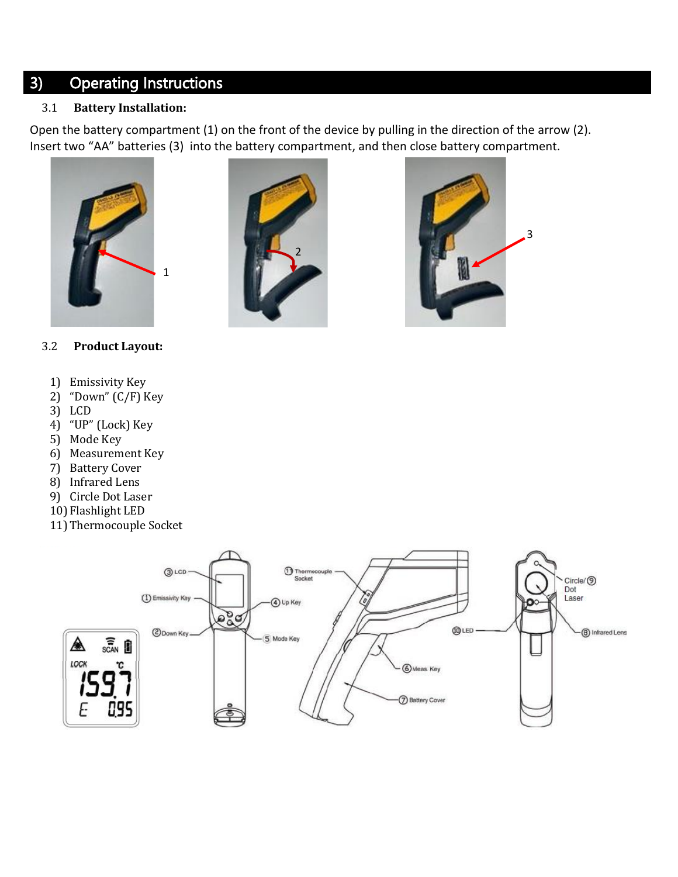# 3) Operating Instructions

### 3.1 Battery Installation:

Open the battery compartment (1) on the front of the device by pulling in the direction of the arrow (2). Insert two "AA" batteries (3) into the battery compartment, and then close battery compartment.

### 3.2 Product Layout:

1) Emissivity Key
2) "Down" (C/F) Key
3) LCD
4) "UP" (Lock) Key
5) Mode Key
6) Measurement Key
7) Battery Cover
8) Infrared Lens
9) Circle Dot Laser
10) Flashlight LED
11) Thermocouple Socket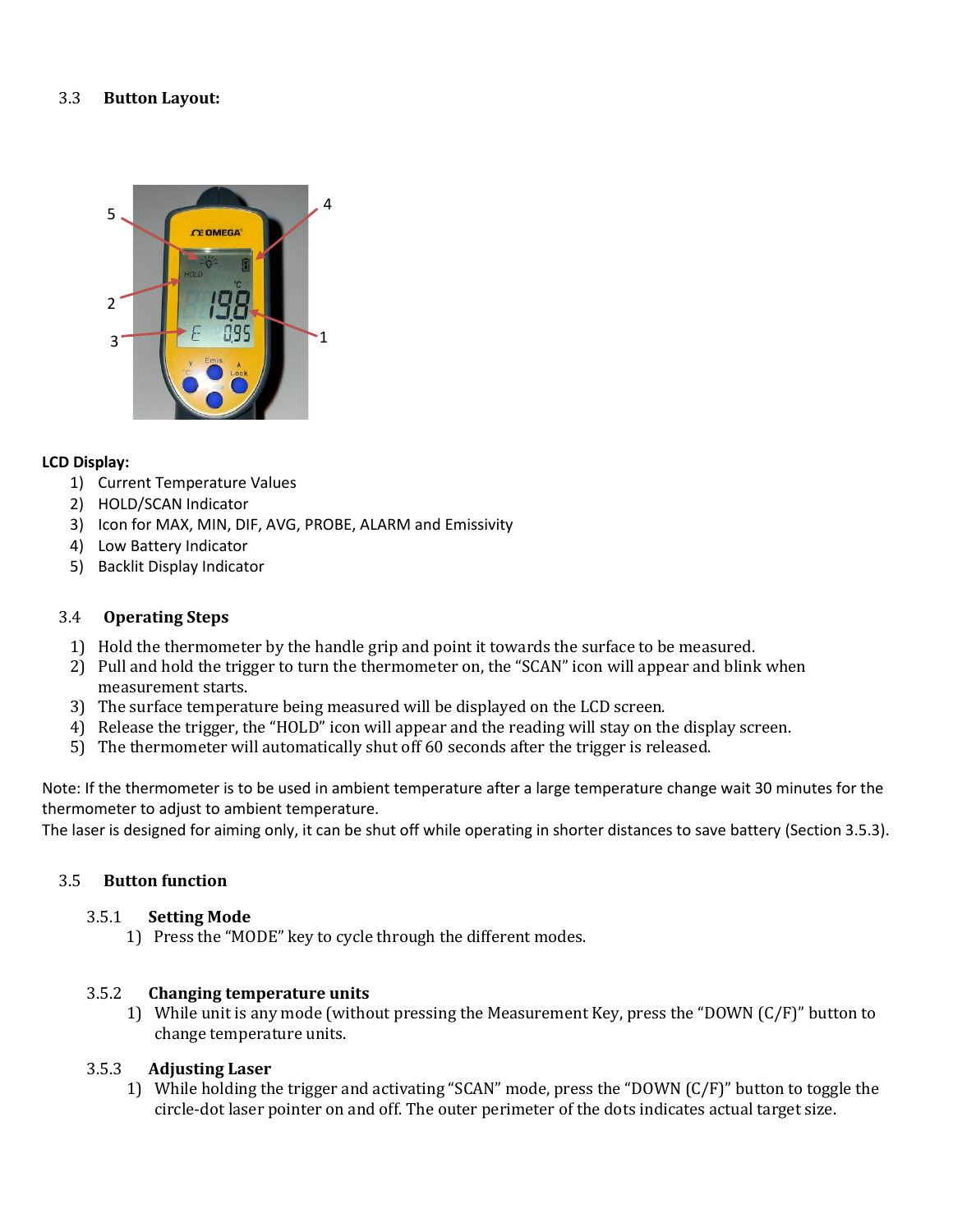### 3.3 Button Layout:

**LCD Display:**

1) Current Temperature Values
2) HOLD/SCAN Indicator
3) Icon for MAX, MIN, DIF, AVG, PROBE, ALARM and Emissivity
4) Low Battery Indicator
5) Backlit Display Indicator

### 3.4 Operating Steps

1) Hold the thermometer by the handle grip and point it towards the surface to be measured.
2) Pull and hold the trigger to turn the thermometer on, the "SCAN" icon will appear and blink when measurement starts.
3) The surface temperature being measured will be displayed on the LCD screen.
4) Release the trigger, the "HOLD" icon will appear and the reading will stay on the display screen.
5) The thermometer will automatically shut off 60 seconds after the trigger is released.

Note: If the thermometer is to be used in ambient temperature after a large temperature change wait 30 minutes for the thermometer to adjust to ambient temperature.
The laser is designed for aiming only, it can be shut off while operating in shorter distances to save battery (Section 3.5.3).

### 3.5 Button function

#### 3.5.1 Setting Mode

1) Press the "MODE" key to cycle through the different modes.

#### 3.5.2 Changing temperature units

1) While unit is any mode (without pressing the Measurement Key, press the "DOWN (C/F)" button to change temperature units.

#### 3.5.3 Adjusting Laser

1) While holding the trigger and activating "SCAN" mode, press the "DOWN (C/F)" button to toggle the circle-dot laser pointer on and off. The outer perimeter of the dots indicates actual target size.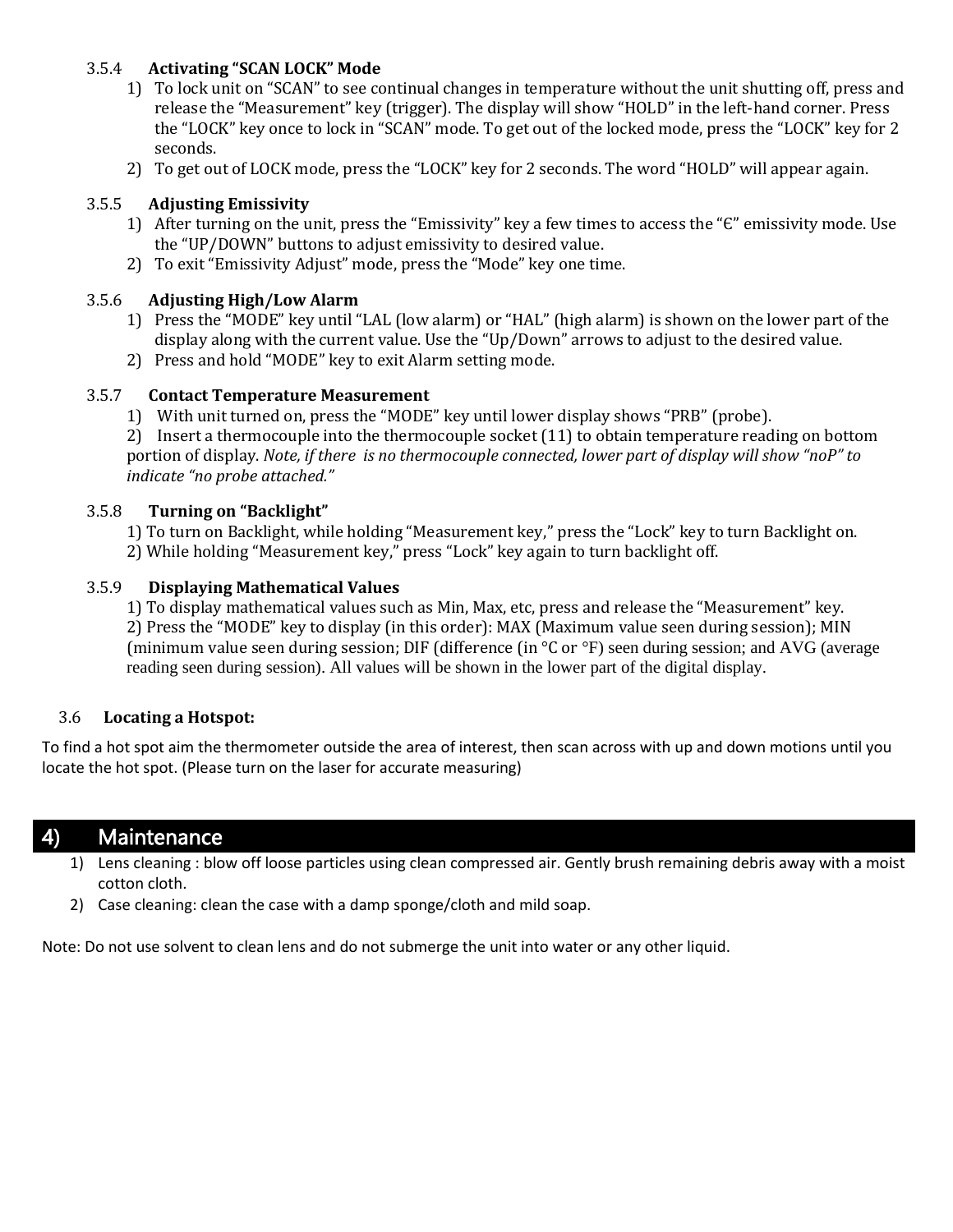### 3.5.4 Activating "SCAN LOCK" Mode

1) To lock unit on "SCAN" to see continual changes in temperature without the unit shutting off, press and release the "Measurement" key (trigger). The display will show "HOLD" in the left-hand corner. Press the "LOCK" key once to lock in "SCAN" mode. To get out of the locked mode, press the "LOCK" key for 2 seconds.
2) To get out of LOCK mode, press the "LOCK" key for 2 seconds. The word "HOLD" will appear again.

### 3.5.5 Adjusting Emissivity

1) After turning on the unit, press the "Emissivity" key a few times to access the "Є" emissivity mode. Use the "UP/DOWN" buttons to adjust emissivity to desired value.
2) To exit "Emissivity Adjust" mode, press the "Mode" key one time.

### 3.5.6 Adjusting High/Low Alarm

1) Press the "MODE" key until "LAL (low alarm) or "HAL" (high alarm) is shown on the lower part of the display along with the current value. Use the "Up/Down" arrows to adjust to the desired value.
2) Press and hold "MODE" key to exit Alarm setting mode.

### 3.5.7 Contact Temperature Measurement

1) With unit turned on, press the "MODE" key until lower display shows "PRB" (probe).
2) Insert a thermocouple into the thermocouple socket (11) to obtain temperature reading on bottom portion of display. *Note, if there is no thermocouple connected, lower part of display will show "noP" to indicate "no probe attached."*

### 3.5.8 Turning on "Backlight"

1) To turn on Backlight, while holding "Measurement key," press the "Lock" key to turn Backlight on.
2) While holding "Measurement key," press "Lock" key again to turn backlight off.

### 3.5.9 Displaying Mathematical Values

1) To display mathematical values such as Min, Max, etc, press and release the "Measurement" key.
2) Press the "MODE" key to display (in this order): MAX (Maximum value seen during session); MIN (minimum value seen during session; DIF (difference (in °C or °F) seen during session; and AVG (average reading seen during session). All values will be shown in the lower part of the digital display.

### 3.6 Locating a Hotspot:

To find a hot spot aim the thermometer outside the area of interest, then scan across with up and down motions until you locate the hot spot. (Please turn on the laser for accurate measuring)

## 4) Maintenance

1) Lens cleaning : blow off loose particles using clean compressed air. Gently brush remaining debris away with a moist cotton cloth.
2) Case cleaning: clean the case with a damp sponge/cloth and mild soap.

Note: Do not use solvent to clean lens and do not submerge the unit into water or any other liquid.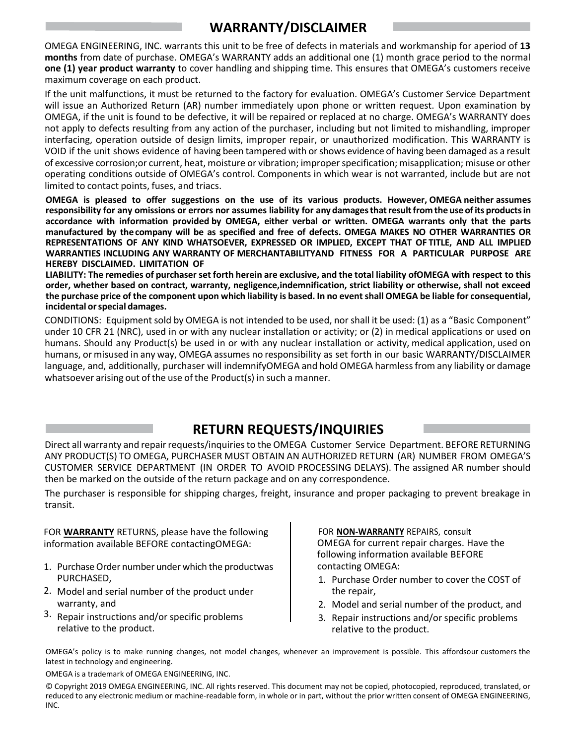## WARRANTY/DISCLAIMER

OMEGA ENGINEERING, INC. warrants this unit to be free of defects in materials and workmanship for aperiod of **13 months** from date of purchase. OMEGA's WARRANTY adds an additional one (1) month grace period to the normal **one (1) year product warranty** to cover handling and shipping time. This ensures that OMEGA's customers receive maximum coverage on each product.

If the unit malfunctions, it must be returned to the factory for evaluation. OMEGA's Customer Service Department will issue an Authorized Return (AR) number immediately upon phone or written request. Upon examination by OMEGA, if the unit is found to be defective, it will be repaired or replaced at no charge. OMEGA's WARRANTY does not apply to defects resulting from any action of the purchaser, including but not limited to mishandling, improper interfacing, operation outside of design limits, improper repair, or unauthorized modification. This WARRANTY is VOID if the unit shows evidence of having been tampered with or shows evidence of having been damaged as a result of excessive corrosion;or current, heat, moisture or vibration; improper specification; misapplication; misuse or other operating conditions outside of OMEGA's control. Components in which wear is not warranted, include but are not limited to contact points, fuses, and triacs.

**OMEGA is pleased to offer suggestions on the use of its various products. However, OMEGA neither assumes responsibility for any omissions or errors nor assumes liability for any damages that result from the use of its products in accordance with information provided by OMEGA, either verbal or written. OMEGA warrants only that the parts manufactured by the company will be as specified and free of defects. OMEGA MAKES NO OTHER WARRANTIES OR REPRESENTATIONS OF ANY KIND WHATSOEVER, EXPRESSED OR IMPLIED, EXCEPT THAT OF TITLE, AND ALL IMPLIED WARRANTIES INCLUDING ANY WARRANTY OF MERCHANTABILITYAND FITNESS FOR A PARTICULAR PURPOSE ARE HEREBY DISCLAIMED. LIMITATION OF**

**LIABILITY: The remedies of purchaser set forth herein are exclusive, and the total liability ofOMEGA with respect to this order, whether based on contract, warranty, negligence,indemnification, strict liability or otherwise, shall not exceed the purchase price of the component upon which liability is based. In no event shall OMEGA be liable for consequential, incidental or special damages.**

CONDITIONS: Equipment sold by OMEGA is not intended to be used, nor shall it be used: (1) as a "Basic Component" under 10 CFR 21 (NRC), used in or with any nuclear installation or activity; or (2) in medical applications or used on humans. Should any Product(s) be used in or with any nuclear installation or activity, medical application, used on humans, or misused in any way, OMEGA assumes no responsibility as set forth in our basic WARRANTY/DISCLAIMER language, and, additionally, purchaser will indemnifyOMEGA and hold OMEGA harmless from any liability or damage whatsoever arising out of the use of the Product(s) in such a manner.

## RETURN REQUESTS/INQUIRIES

Direct all warranty and repair requests/inquiries to the OMEGA Customer Service Department. BEFORE RETURNING ANY PRODUCT(S) TO OMEGA, PURCHASER MUST OBTAIN AN AUTHORIZED RETURN (AR) NUMBER FROM OMEGA'S CUSTOMER SERVICE DEPARTMENT (IN ORDER TO AVOID PROCESSING DELAYS). The assigned AR number should then be marked on the outside of the return package and on any correspondence.

The purchaser is responsible for shipping charges, freight, insurance and proper packaging to prevent breakage in transit.

FOR **WARRANTY** RETURNS, please have the following information available BEFORE contactingOMEGA:

1. Purchase Order number under which the productwas PURCHASED,
2. Model and serial number of the product under warranty, and
3. Repair instructions and/or specific problems relative to the product.

FOR **NON-WARRANTY** REPAIRS, consult OMEGA for current repair charges. Have the following information available BEFORE contacting OMEGA:

1. Purchase Order number to cover the COST of the repair,
2. Model and serial number of the product, and
3. Repair instructions and/or specific problems relative to the product.

OMEGA's policy is to make running changes, not model changes, whenever an improvement is possible. This affordsour customers the latest in technology and engineering.

OMEGA is a trademark of OMEGA ENGINEERING, INC.

© Copyright 2019 OMEGA ENGINEERING, INC. All rights reserved. This document may not be copied, photocopied, reproduced, translated, or reduced to any electronic medium or machine-readable form, in whole or in part, without the prior written consent of OMEGA ENGINEERING, INC.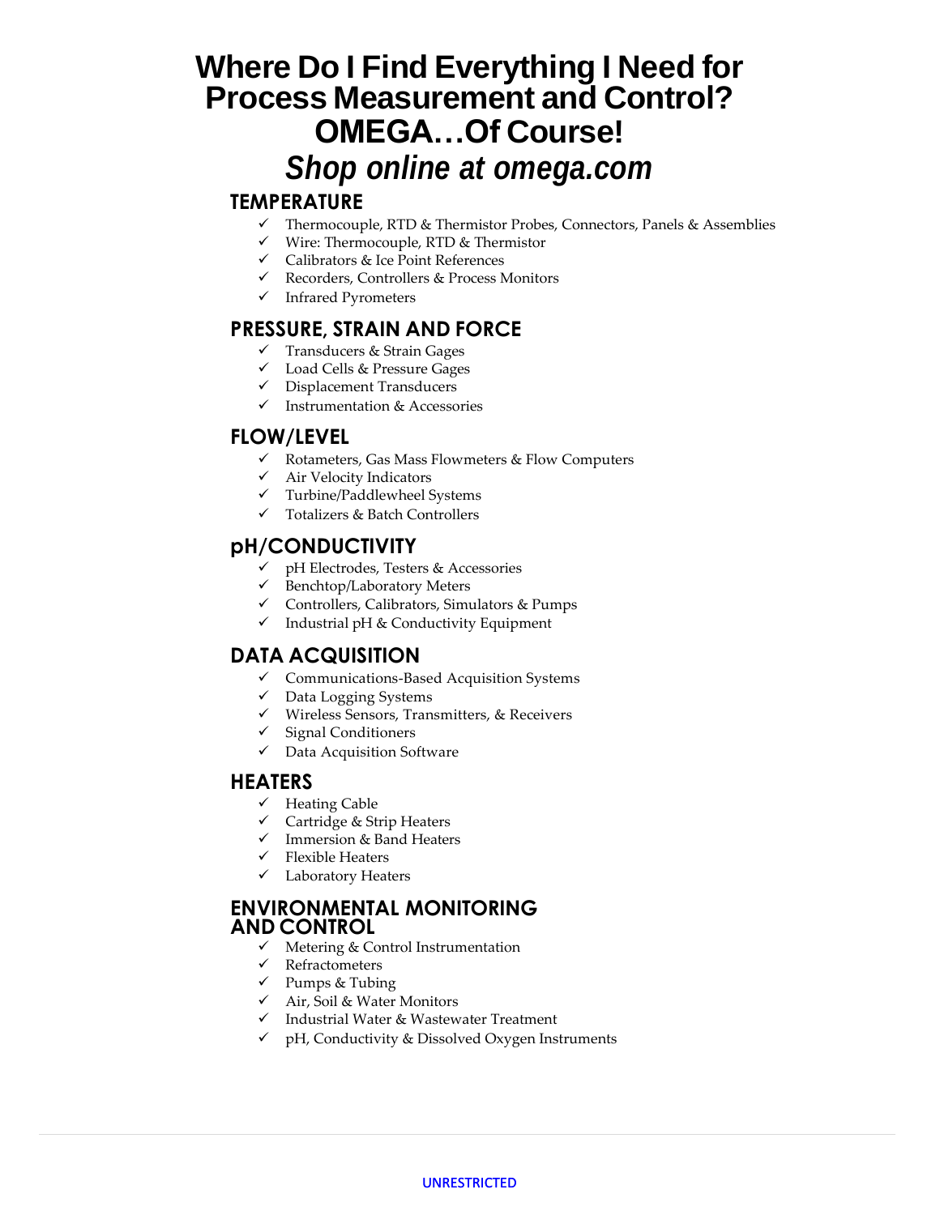# Where Do I Find Everything I Need for Process Measurement and Control? OMEGA…Of Course!

## *Shop online at omega.com*

### TEMPERATURE

- ✓ Thermocouple, RTD & Thermistor Probes, Connectors, Panels & Assemblies
- ✓ Wire: Thermocouple, RTD & Thermistor
- ✓ Calibrators & Ice Point References
- ✓ Recorders, Controllers & Process Monitors
- ✓ Infrared Pyrometers

### PRESSURE, STRAIN AND FORCE

- ✓ Transducers & Strain Gages
- ✓ Load Cells & Pressure Gages
- ✓ Displacement Transducers
- ✓ Instrumentation & Accessories

### FLOW/LEVEL

- ✓ Rotameters, Gas Mass Flowmeters & Flow Computers
- ✓ Air Velocity Indicators
- ✓ Turbine/Paddlewheel Systems
- ✓ Totalizers & Batch Controllers

### pH/CONDUCTIVITY

- ✓ pH Electrodes, Testers & Accessories
- ✓ Benchtop/Laboratory Meters
- ✓ Controllers, Calibrators, Simulators & Pumps
- ✓ Industrial pH & Conductivity Equipment

### DATA ACQUISITION

- ✓ Communications-Based Acquisition Systems
- ✓ Data Logging Systems
- ✓ Wireless Sensors, Transmitters, & Receivers
- ✓ Signal Conditioners
- ✓ Data Acquisition Software

### HEATERS

- ✓ Heating Cable
- ✓ Cartridge & Strip Heaters
- ✓ Immersion & Band Heaters
- ✓ Flexible Heaters
- ✓ Laboratory Heaters

### ENVIRONMENTAL MONITORING AND CONTROL

- ✓ Metering & Control Instrumentation
- ✓ Refractometers
- ✓ Pumps & Tubing
- ✓ Air, Soil & Water Monitors
- ✓ Industrial Water & Wastewater Treatment
- ✓ pH, Conductivity & Dissolved Oxygen Instruments

UNRESTRICTED